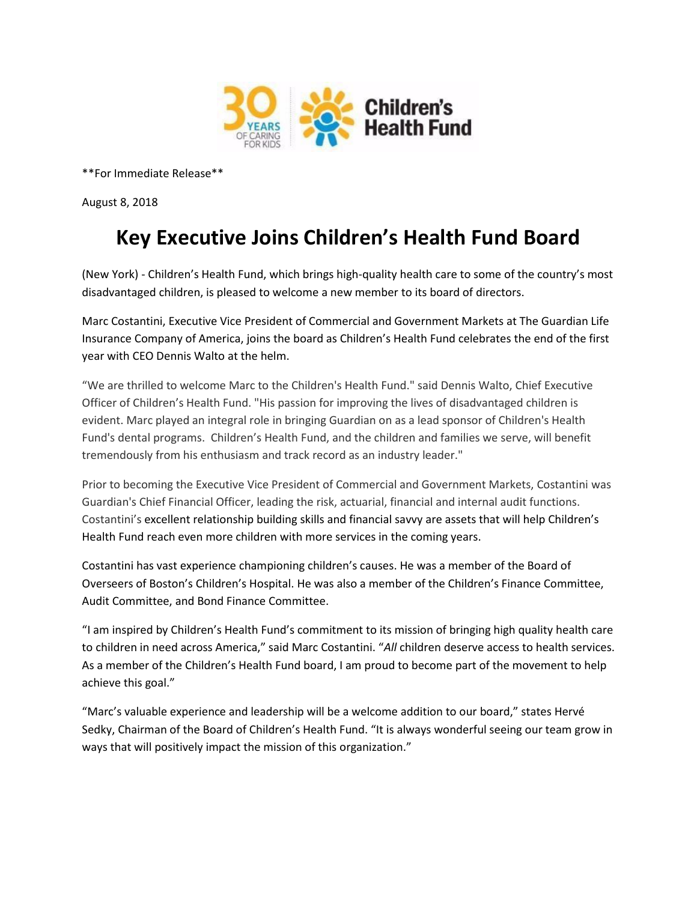\*\*For Immediate Release\*\*

August 8, 2018

# Key Executive Joins Children's Health Fund Board

(New York) - Children's Health Fund, which brings high-quality health care to some of the country's most disadvantaged children, is pleased to welcome a new member to its board of directors.

Marc Costantini, Executive Vice President of Commercial and Government Markets at The Guardian Life Insurance Company of America, joins the board as Children's Health Fund celebrates the end of the first year with CEO Dennis Walto at the helm.

"We are thrilled to welcome Marc to the Children's Health Fund." said Dennis Walto, Chief Executive Officer of Children's Health Fund. "His passion for improving the lives of disadvantaged children is evident. Marc played an integral role in bringing Guardian on as a lead sponsor of Children's Health Fund's dental programs. Children's Health Fund, and the children and families we serve, will benefit tremendously from his enthusiasm and track record as an industry leader."

Prior to becoming the Executive Vice President of Commercial and Government Markets, Costantini was Guardian's Chief Financial Officer, leading the risk, actuarial, financial and internal audit functions. Costantini's excellent relationship building skills and financial savvy are assets that will help Children's Health Fund reach even more children with more services in the coming years.

Costantini has vast experience championing children's causes. He was a member of the Board of Overseers of Boston's Children's Hospital. He was also a member of the Children's Finance Committee, Audit Committee, and Bond Finance Committee.

"I am inspired by Children's Health Fund's commitment to its mission of bringing high quality health care to children in need across America," said Marc Costantini. "*All* children deserve access to health services. As a member of the Children's Health Fund board, I am proud to become part of the movement to help achieve this goal."

"Marc's valuable experience and leadership will be a welcome addition to our board," states Hervé Sedky, Chairman of the Board of Children's Health Fund. "It is always wonderful seeing our team grow in ways that will positively impact the mission of this organization."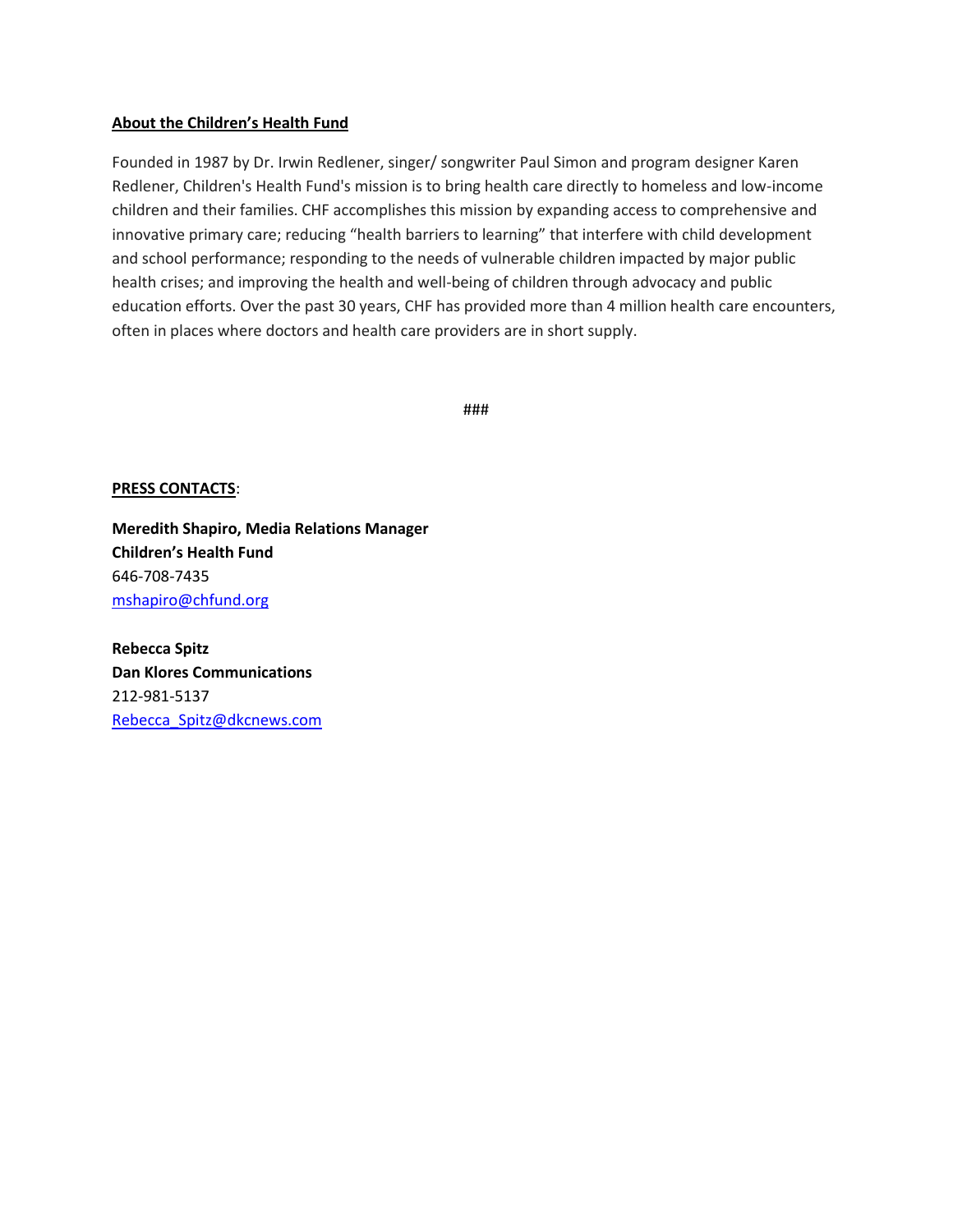**About the Children's Health Fund**

Founded in 1987 by Dr. Irwin Redlener, singer/ songwriter Paul Simon and program designer Karen Redlener, Children's Health Fund's mission is to bring health care directly to homeless and low-income children and their families. CHF accomplishes this mission by expanding access to comprehensive and innovative primary care; reducing "health barriers to learning" that interfere with child development and school performance; responding to the needs of vulnerable children impacted by major public health crises; and improving the health and well-being of children through advocacy and public education efforts. Over the past 30 years, CHF has provided more than 4 million health care encounters, often in places where doctors and health care providers are in short supply.

###

**PRESS CONTACTS**:

**Meredith Shapiro, Media Relations Manager**
**Children's Health Fund**
646-708-7435
mshapiro@chfund.org

**Rebecca Spitz**
**Dan Klores Communications**
212-981-5137
Rebecca_Spitz@dkcnews.com